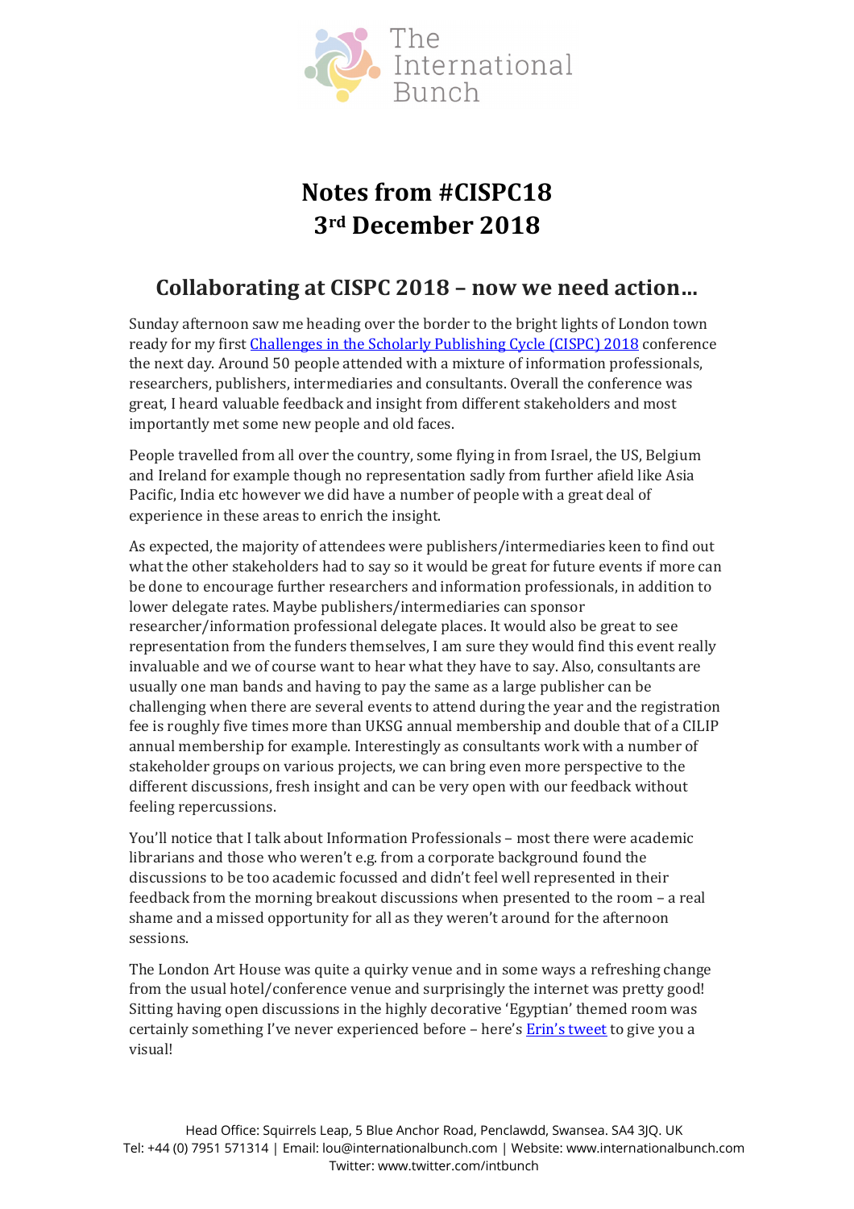# Notes from #CISPC18
# 3rd December 2018

## Collaborating at CISPC 2018 – now we need action…

Sunday afternoon saw me heading over the border to the bright lights of London town ready for my first Challenges in the Scholarly Publishing Cycle (CISPC) 2018 conference the next day. Around 50 people attended with a mixture of information professionals, researchers, publishers, intermediaries and consultants. Overall the conference was great, I heard valuable feedback and insight from different stakeholders and most importantly met some new people and old faces.

People travelled from all over the country, some flying in from Israel, the US, Belgium and Ireland for example though no representation sadly from further afield like Asia Pacific, India etc however we did have a number of people with a great deal of experience in these areas to enrich the insight.

As expected, the majority of attendees were publishers/intermediaries keen to find out what the other stakeholders had to say so it would be great for future events if more can be done to encourage further researchers and information professionals, in addition to lower delegate rates. Maybe publishers/intermediaries can sponsor researcher/information professional delegate places. It would also be great to see representation from the funders themselves, I am sure they would find this event really invaluable and we of course want to hear what they have to say. Also, consultants are usually one man bands and having to pay the same as a large publisher can be challenging when there are several events to attend during the year and the registration fee is roughly five times more than UKSG annual membership and double that of a CILIP annual membership for example. Interestingly as consultants work with a number of stakeholder groups on various projects, we can bring even more perspective to the different discussions, fresh insight and can be very open with our feedback without feeling repercussions.

You'll notice that I talk about Information Professionals – most there were academic librarians and those who weren't e.g. from a corporate background found the discussions to be too academic focussed and didn't feel well represented in their feedback from the morning breakout discussions when presented to the room – a real shame and a missed opportunity for all as they weren't around for the afternoon sessions.

The London Art House was quite a quirky venue and in some ways a refreshing change from the usual hotel/conference venue and surprisingly the internet was pretty good! Sitting having open discussions in the highly decorative 'Egyptian' themed room was certainly something I've never experienced before – here's Erin's tweet to give you a visual!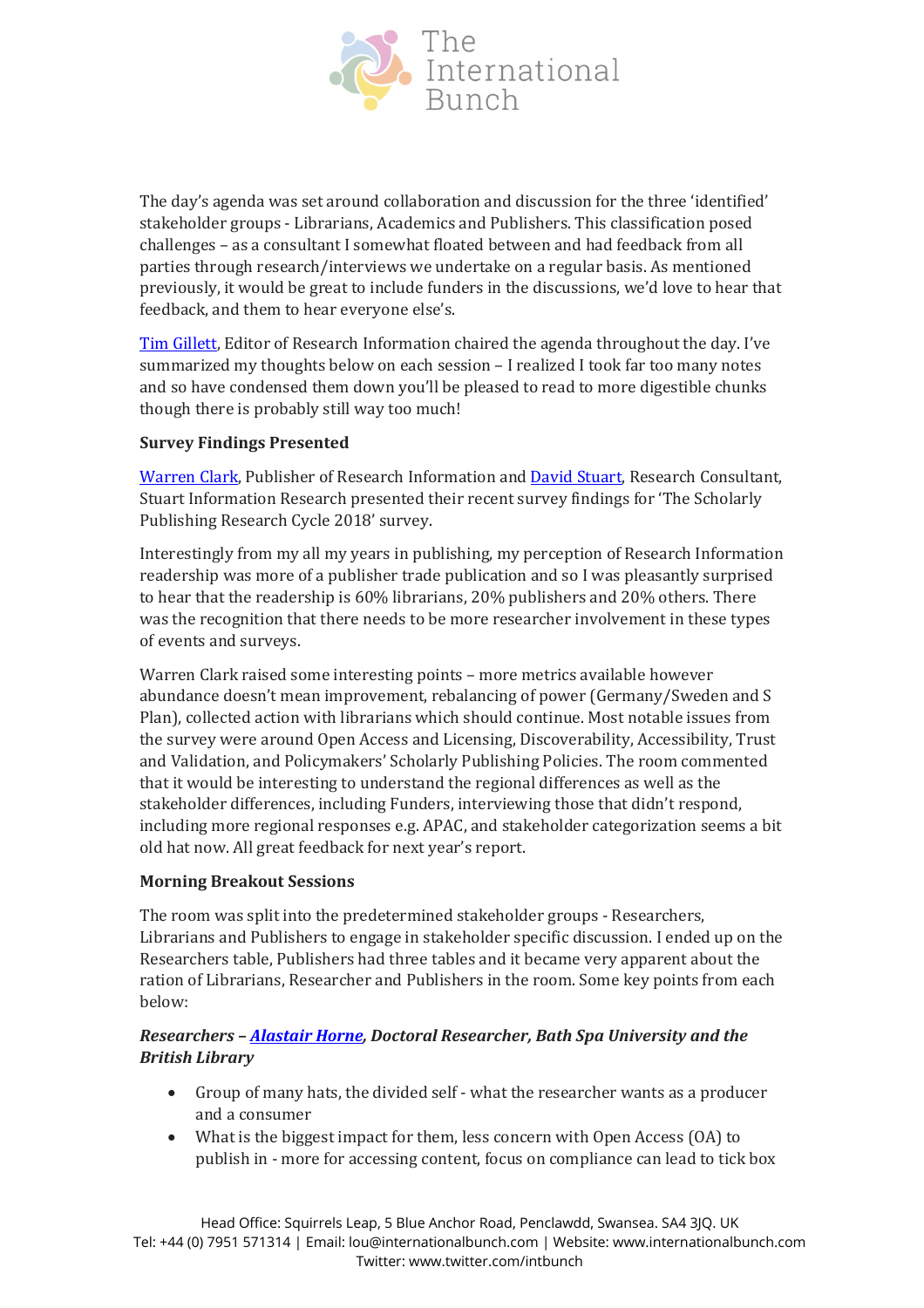The day's agenda was set around collaboration and discussion for the three 'identified' stakeholder groups - Librarians, Academics and Publishers. This classification posed challenges – as a consultant I somewhat floated between and had feedback from all parties through research/interviews we undertake on a regular basis. As mentioned previously, it would be great to include funders in the discussions, we'd love to hear that feedback, and them to hear everyone else's.

Tim Gillett, Editor of Research Information chaired the agenda throughout the day. I've summarized my thoughts below on each session – I realized I took far too many notes and so have condensed them down you'll be pleased to read to more digestible chunks though there is probably still way too much!

**Survey Findings Presented**

Warren Clark, Publisher of Research Information and David Stuart, Research Consultant, Stuart Information Research presented their recent survey findings for 'The Scholarly Publishing Research Cycle 2018' survey.

Interestingly from my all my years in publishing, my perception of Research Information readership was more of a publisher trade publication and so I was pleasantly surprised to hear that the readership is 60% librarians, 20% publishers and 20% others. There was the recognition that there needs to be more researcher involvement in these types of events and surveys.

Warren Clark raised some interesting points – more metrics available however abundance doesn't mean improvement, rebalancing of power (Germany/Sweden and S Plan), collected action with librarians which should continue. Most notable issues from the survey were around Open Access and Licensing, Discoverability, Accessibility, Trust and Validation, and Policymakers' Scholarly Publishing Policies. The room commented that it would be interesting to understand the regional differences as well as the stakeholder differences, including Funders, interviewing those that didn't respond, including more regional responses e.g. APAC, and stakeholder categorization seems a bit old hat now. All great feedback for next year's report.

**Morning Breakout Sessions**

The room was split into the predetermined stakeholder groups - Researchers, Librarians and Publishers to engage in stakeholder specific discussion. I ended up on the Researchers table, Publishers had three tables and it became very apparent about the ration of Librarians, Researcher and Publishers in the room. Some key points from each below:

***Researchers – Alastair Horne, Doctoral Researcher, Bath Spa University and the British Library***

- Group of many hats, the divided self - what the researcher wants as a producer and a consumer
- What is the biggest impact for them, less concern with Open Access (OA) to publish in - more for accessing content, focus on compliance can lead to tick box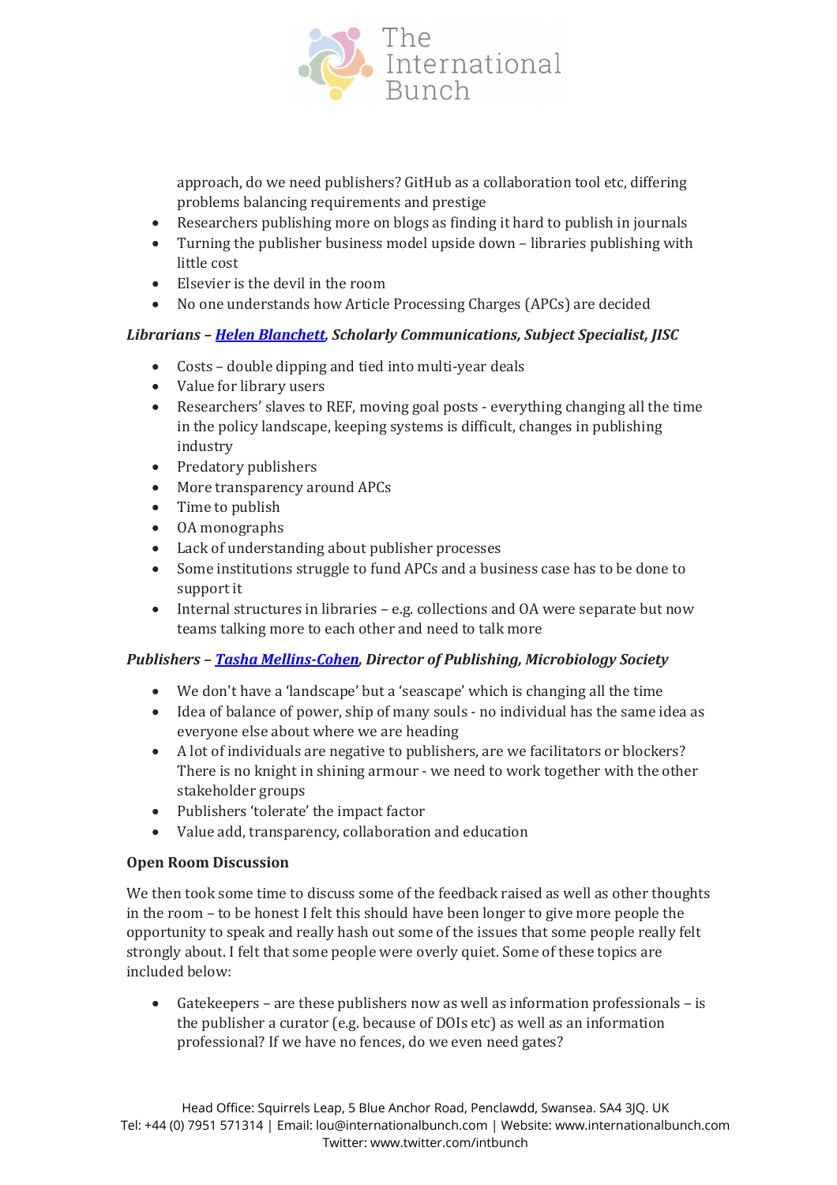approach, do we need publishers? GitHub as a collaboration tool etc, differing problems balancing requirements and prestige

- Researchers publishing more on blogs as finding it hard to publish in journals
- Turning the publisher business model upside down – libraries publishing with little cost
- Elsevier is the devil in the room
- No one understands how Article Processing Charges (APCs) are decided

***Librarians – [Helen Blanchett](), Scholarly Communications, Subject Specialist, JISC***

- Costs – double dipping and tied into multi-year deals
- Value for library users
- Researchers' slaves to REF, moving goal posts - everything changing all the time in the policy landscape, keeping systems is difficult, changes in publishing industry
- Predatory publishers
- More transparency around APCs
- Time to publish
- OA monographs
- Lack of understanding about publisher processes
- Some institutions struggle to fund APCs and a business case has to be done to support it
- Internal structures in libraries – e.g. collections and OA were separate but now teams talking more to each other and need to talk more

***Publishers – [Tasha Mellins-Cohen](), Director of Publishing, Microbiology Society***

- We don't have a 'landscape' but a 'seascape' which is changing all the time
- Idea of balance of power, ship of many souls - no individual has the same idea as everyone else about where we are heading
- A lot of individuals are negative to publishers, are we facilitators or blockers? There is no knight in shining armour - we need to work together with the other stakeholder groups
- Publishers 'tolerate' the impact factor
- Value add, transparency, collaboration and education

**Open Room Discussion**

We then took some time to discuss some of the feedback raised as well as other thoughts in the room – to be honest I felt this should have been longer to give more people the opportunity to speak and really hash out some of the issues that some people really felt strongly about. I felt that some people were overly quiet. Some of these topics are included below:

- Gatekeepers – are these publishers now as well as information professionals – is the publisher a curator (e.g. because of DOIs etc) as well as an information professional? If we have no fences, do we even need gates?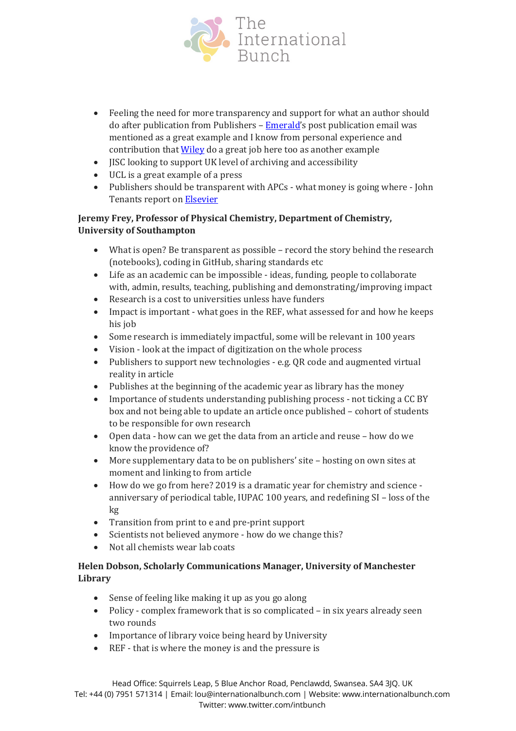- Feeling the need for more transparency and support for what an author should do after publication from Publishers – Emerald's post publication email was mentioned as a great example and I know from personal experience and contribution that Wiley do a great job here too as another example
- JISC looking to support UK level of archiving and accessibility
- UCL is a great example of a press
- Publishers should be transparent with APCs - what money is going where - John Tenants report on Elsevier

**Jeremy Frey, Professor of Physical Chemistry, Department of Chemistry, University of Southampton**

- What is open? Be transparent as possible – record the story behind the research (notebooks), coding in GitHub, sharing standards etc
- Life as an academic can be impossible - ideas, funding, people to collaborate with, admin, results, teaching, publishing and demonstrating/improving impact
- Research is a cost to universities unless have funders
- Impact is important - what goes in the REF, what assessed for and how he keeps his job
- Some research is immediately impactful, some will be relevant in 100 years
- Vision - look at the impact of digitization on the whole process
- Publishers to support new technologies - e.g. QR code and augmented virtual reality in article
- Publishes at the beginning of the academic year as library has the money
- Importance of students understanding publishing process - not ticking a CC BY box and not being able to update an article once published – cohort of students to be responsible for own research
- Open data - how can we get the data from an article and reuse – how do we know the providence of?
- More supplementary data to be on publishers' site – hosting on own sites at moment and linking to from article
- How do we go from here? 2019 is a dramatic year for chemistry and science - anniversary of periodical table, IUPAC 100 years, and redefining SI – loss of the kg
- Transition from print to e and pre-print support
- Scientists not believed anymore - how do we change this?
- Not all chemists wear lab coats

**Helen Dobson, Scholarly Communications Manager, University of Manchester Library**

- Sense of feeling like making it up as you go along
- Policy - complex framework that is so complicated – in six years already seen two rounds
- Importance of library voice being heard by University
- REF - that is where the money is and the pressure is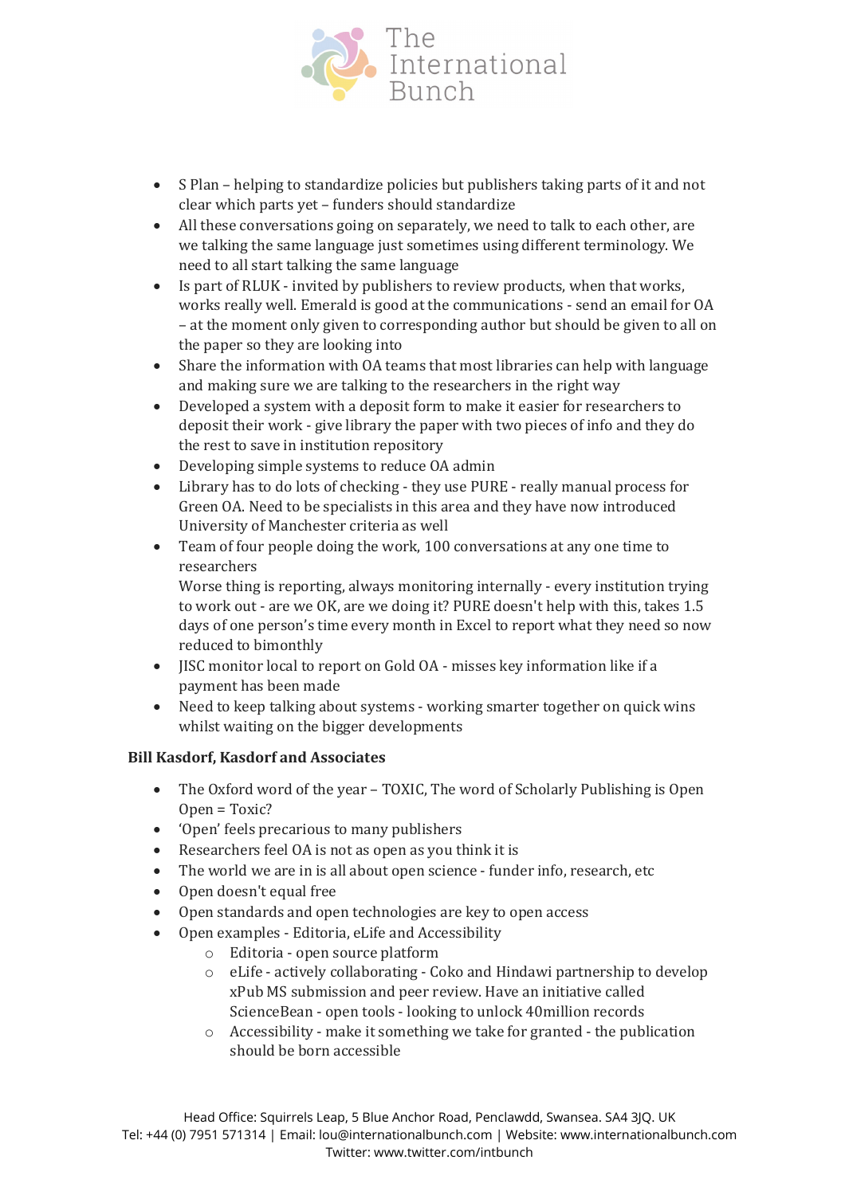- S Plan – helping to standardize policies but publishers taking parts of it and not clear which parts yet – funders should standardize
- All these conversations going on separately, we need to talk to each other, are we talking the same language just sometimes using different terminology. We need to all start talking the same language
- Is part of RLUK - invited by publishers to review products, when that works, works really well. Emerald is good at the communications - send an email for OA – at the moment only given to corresponding author but should be given to all on the paper so they are looking into
- Share the information with OA teams that most libraries can help with language and making sure we are talking to the researchers in the right way
- Developed a system with a deposit form to make it easier for researchers to deposit their work - give library the paper with two pieces of info and they do the rest to save in institution repository
- Developing simple systems to reduce OA admin
- Library has to do lots of checking - they use PURE - really manual process for Green OA. Need to be specialists in this area and they have now introduced University of Manchester criteria as well
- Team of four people doing the work, 100 conversations at any one time to researchers
  Worse thing is reporting, always monitoring internally - every institution trying to work out - are we OK, are we doing it? PURE doesn't help with this, takes 1.5 days of one person's time every month in Excel to report what they need so now reduced to bimonthly
- JISC monitor local to report on Gold OA - misses key information like if a payment has been made
- Need to keep talking about systems - working smarter together on quick wins whilst waiting on the bigger developments

**Bill Kasdorf, Kasdorf and Associates**

- The Oxford word of the year – TOXIC, The word of Scholarly Publishing is Open Open = Toxic?
- 'Open' feels precarious to many publishers
- Researchers feel OA is not as open as you think it is
- The world we are in is all about open science - funder info, research, etc
- Open doesn't equal free
- Open standards and open technologies are key to open access
- Open examples - Editoria, eLife and Accessibility
  - Editoria - open source platform
  - eLife - actively collaborating - Coko and Hindawi partnership to develop xPub MS submission and peer review. Have an initiative called ScienceBean - open tools - looking to unlock 40million records
  - Accessibility - make it something we take for granted - the publication should be born accessible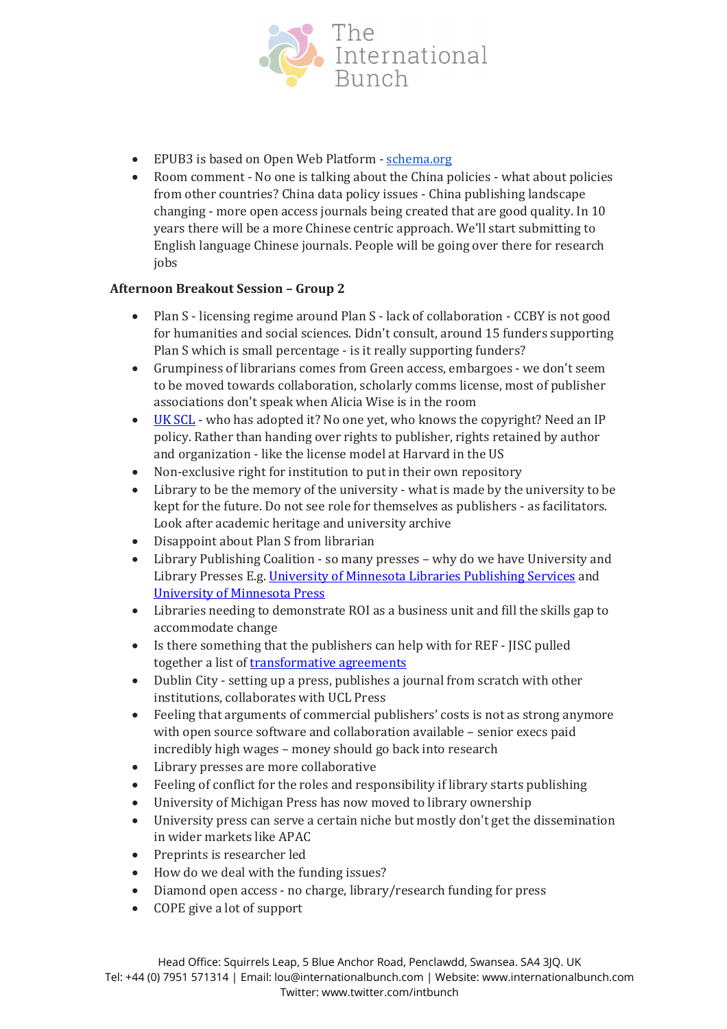- EPUB3 is based on Open Web Platform - [schema.org](schema.org)
- Room comment - No one is talking about the China policies - what about policies from other countries? China data policy issues - China publishing landscape changing - more open access journals being created that are good quality. In 10 years there will be a more Chinese centric approach. We'll start submitting to English language Chinese journals. People will be going over there for research jobs

**Afternoon Breakout Session – Group 2**

- Plan S - licensing regime around Plan S - lack of collaboration - CCBY is not good for humanities and social sciences. Didn't consult, around 15 funders supporting Plan S which is small percentage - is it really supporting funders?
- Grumpiness of librarians comes from Green access, embargoes - we don't seem to be moved towards collaboration, scholarly comms license, most of publisher associations don't speak when Alicia Wise is in the room
- UK SCL - who has adopted it? No one yet, who knows the copyright? Need an IP policy. Rather than handing over rights to publisher, rights retained by author and organization - like the license model at Harvard in the US
- Non-exclusive right for institution to put in their own repository
- Library to be the memory of the university - what is made by the university to be kept for the future. Do not see role for themselves as publishers - as facilitators. Look after academic heritage and university archive
- Disappoint about Plan S from librarian
- Library Publishing Coalition - so many presses – why do we have University and Library Presses E.g. University of Minnesota Libraries Publishing Services and University of Minnesota Press
- Libraries needing to demonstrate ROI as a business unit and fill the skills gap to accommodate change
- Is there something that the publishers can help with for REF - JISC pulled together a list of transformative agreements
- Dublin City - setting up a press, publishes a journal from scratch with other institutions, collaborates with UCL Press
- Feeling that arguments of commercial publishers' costs is not as strong anymore with open source software and collaboration available – senior execs paid incredibly high wages – money should go back into research
- Library presses are more collaborative
- Feeling of conflict for the roles and responsibility if library starts publishing
- University of Michigan Press has now moved to library ownership
- University press can serve a certain niche but mostly don't get the dissemination in wider markets like APAC
- Preprints is researcher led
- How do we deal with the funding issues?
- Diamond open access - no charge, library/research funding for press
- COPE give a lot of support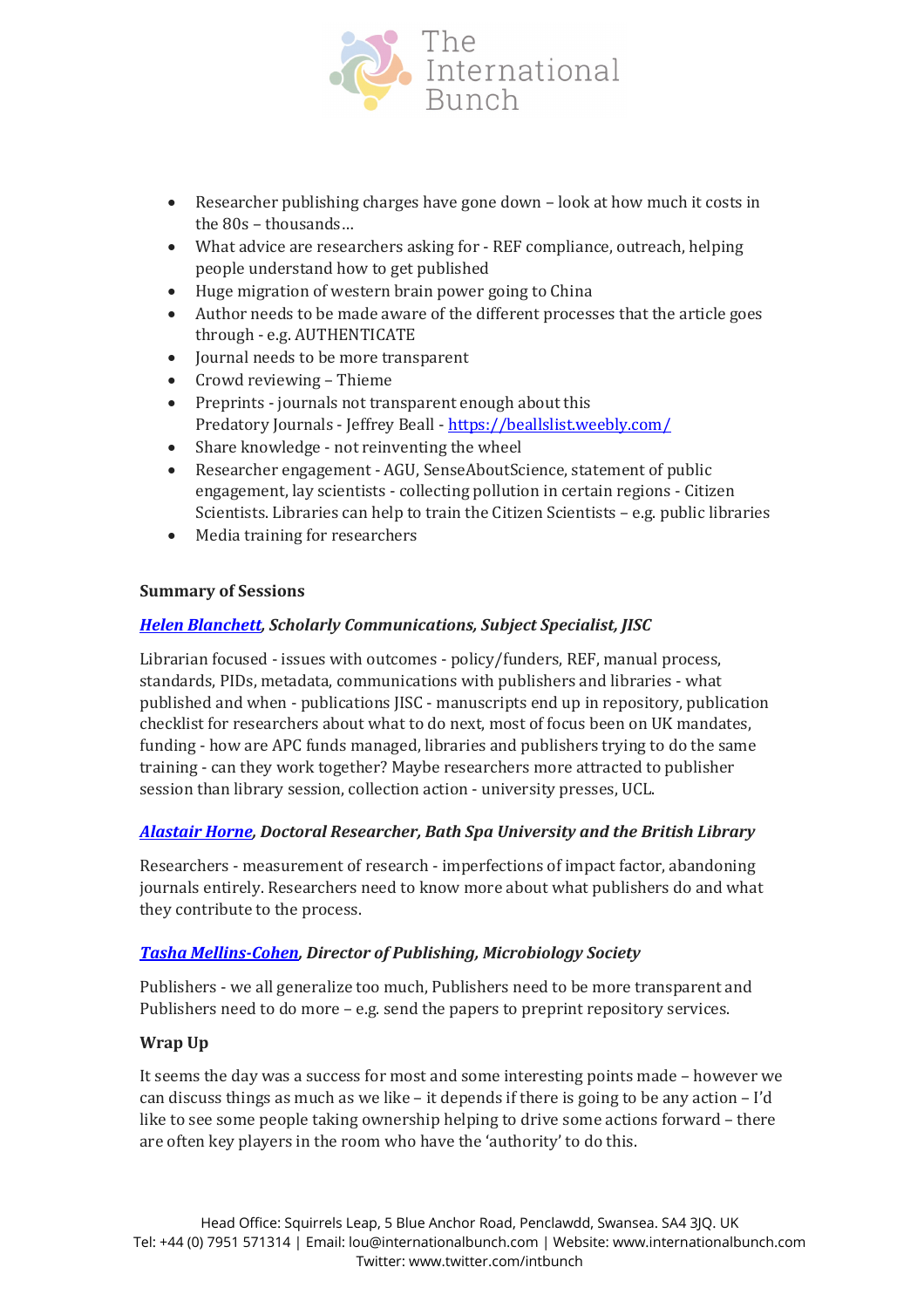- Researcher publishing charges have gone down – look at how much it costs in the 80s – thousands…
- What advice are researchers asking for - REF compliance, outreach, helping people understand how to get published
- Huge migration of western brain power going to China
- Author needs to be made aware of the different processes that the article goes through - e.g. AUTHENTICATE
- Journal needs to be more transparent
- Crowd reviewing – Thieme
- Preprints - journals not transparent enough about this
  Predatory Journals - Jeffrey Beall - [https://beallslist.weebly.com/](https://beallslist.weebly.com/)
- Share knowledge - not reinventing the wheel
- Researcher engagement - AGU, SenseAboutScience, statement of public engagement, lay scientists - collecting pollution in certain regions - Citizen Scientists. Libraries can help to train the Citizen Scientists – e.g. public libraries
- Media training for researchers

**Summary of Sessions**

***Helen Blanchett*, Scholarly Communications, Subject Specialist, JISC**

Librarian focused - issues with outcomes - policy/funders, REF, manual process, standards, PIDs, metadata, communications with publishers and libraries - what published and when - publications JISC - manuscripts end up in repository, publication checklist for researchers about what to do next, most of focus been on UK mandates, funding - how are APC funds managed, libraries and publishers trying to do the same training - can they work together? Maybe researchers more attracted to publisher session than library session, collection action - university presses, UCL.

***Alastair Horne*, Doctoral Researcher, Bath Spa University and the British Library**

Researchers - measurement of research - imperfections of impact factor, abandoning journals entirely. Researchers need to know more about what publishers do and what they contribute to the process.

***Tasha Mellins-Cohen*, Director of Publishing, Microbiology Society**

Publishers - we all generalize too much, Publishers need to be more transparent and Publishers need to do more – e.g. send the papers to preprint repository services.

**Wrap Up**

It seems the day was a success for most and some interesting points made – however we can discuss things as much as we like – it depends if there is going to be any action – I'd like to see some people taking ownership helping to drive some actions forward – there are often key players in the room who have the 'authority' to do this.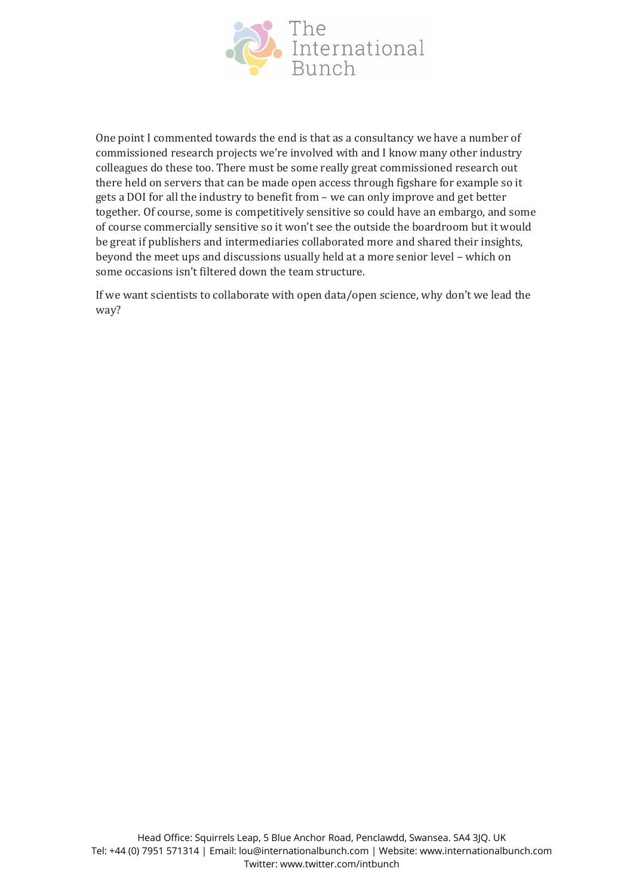One point I commented towards the end is that as a consultancy we have a number of commissioned research projects we're involved with and I know many other industry colleagues do these too. There must be some really great commissioned research out there held on servers that can be made open access through figshare for example so it gets a DOI for all the industry to benefit from – we can only improve and get better together. Of course, some is competitively sensitive so could have an embargo, and some of course commercially sensitive so it won't see the outside the boardroom but it would be great if publishers and intermediaries collaborated more and shared their insights, beyond the meet ups and discussions usually held at a more senior level – which on some occasions isn't filtered down the team structure.

If we want scientists to collaborate with open data/open science, why don't we lead the way?